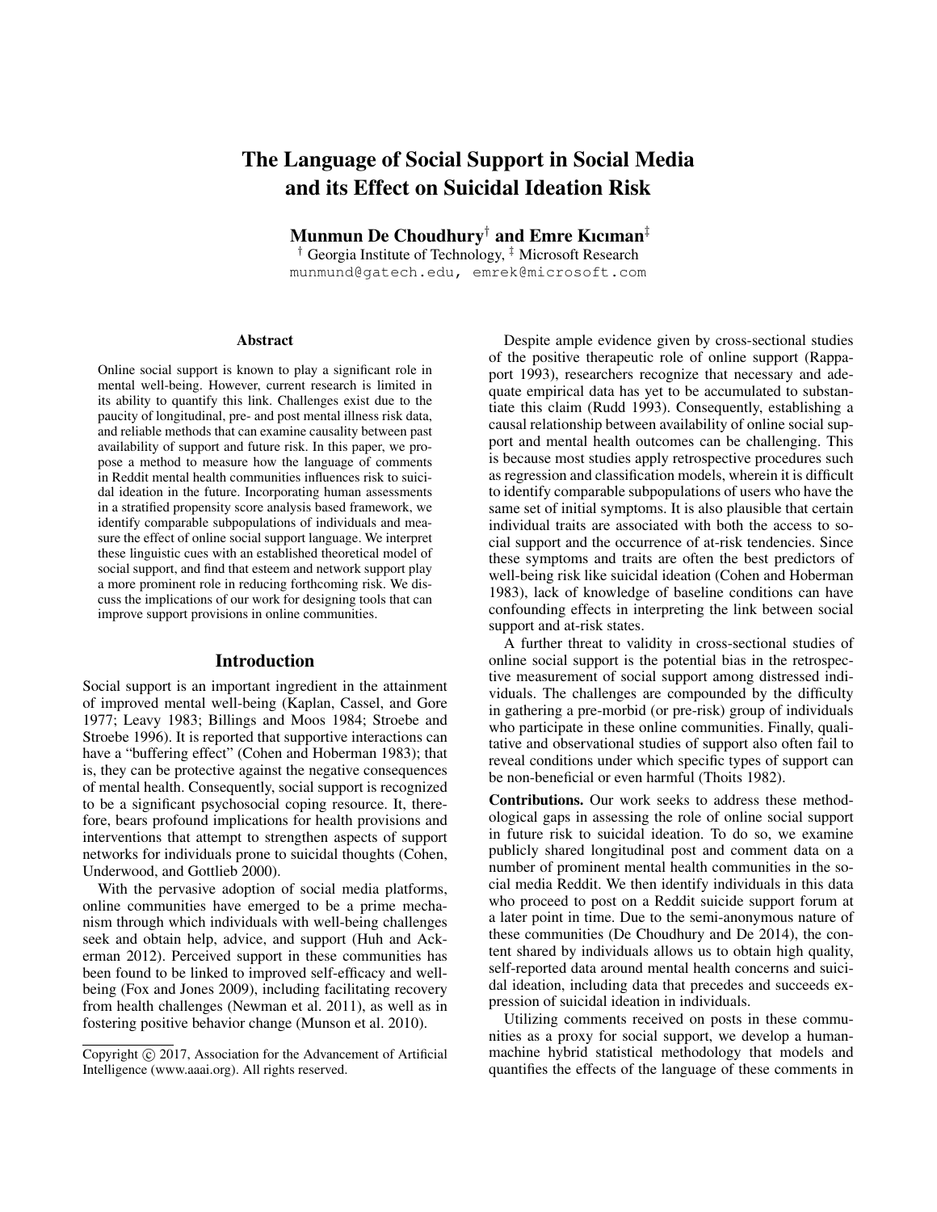# The Language of Social Support in Social Media and its Effect on Suicidal Ideation Risk

**Munmun De Choudhury**[†] **and Emre Kıcıman**[‡]

[†] Georgia Institute of Technology, [‡] Microsoft Research

munmund@gatech.edu, emrek@microsoft.com

### Abstract

Online social support is known to play a significant role in mental well-being. However, current research is limited in its ability to quantify this link. Challenges exist due to the paucity of longitudinal, pre- and post mental illness risk data, and reliable methods that can examine causality between past availability of support and future risk. In this paper, we propose a method to measure how the language of comments in Reddit mental health communities influences risk to suicidal ideation in the future. Incorporating human assessments in a stratified propensity score analysis based framework, we identify comparable subpopulations of individuals and measure the effect of online social support language. We interpret these linguistic cues with an established theoretical model of social support, and find that esteem and network support play a more prominent role in reducing forthcoming risk. We discuss the implications of our work for designing tools that can improve support provisions in online communities.

## Introduction

Social support is an important ingredient in the attainment of improved mental well-being (Kaplan, Cassel, and Gore 1977; Leavy 1983; Billings and Moos 1984; Stroebe and Stroebe 1996). It is reported that supportive interactions can have a "buffering effect" (Cohen and Hoberman 1983); that is, they can be protective against the negative consequences of mental health. Consequently, social support is recognized to be a significant psychosocial coping resource. It, therefore, bears profound implications for health provisions and interventions that attempt to strengthen aspects of support networks for individuals prone to suicidal thoughts (Cohen, Underwood, and Gottlieb 2000).

With the pervasive adoption of social media platforms, online communities have emerged to be a prime mechanism through which individuals with well-being challenges seek and obtain help, advice, and support (Huh and Ackerman 2012). Perceived support in these communities has been found to be linked to improved self-efficacy and well-being (Fox and Jones 2009), including facilitating recovery from health challenges (Newman et al. 2011), as well as in fostering positive behavior change (Munson et al. 2010).

Despite ample evidence given by cross-sectional studies of the positive therapeutic role of online support (Rappaport 1993), researchers recognize that necessary and adequate empirical data has yet to be accumulated to substantiate this claim (Rudd 1993). Consequently, establishing a causal relationship between availability of online social support and mental health outcomes can be challenging. This is because most studies apply retrospective procedures such as regression and classification models, wherein it is difficult to identify comparable subpopulations of users who have the same set of initial symptoms. It is also plausible that certain individual traits are associated with both the access to social support and the occurrence of at-risk tendencies. Since these symptoms and traits are often the best predictors of well-being risk like suicidal ideation (Cohen and Hoberman 1983), lack of knowledge of baseline conditions can have confounding effects in interpreting the link between social support and at-risk states.

A further threat to validity in cross-sectional studies of online social support is the potential bias in the retrospective measurement of social support among distressed individuals. The challenges are compounded by the difficulty in gathering a pre-morbid (or pre-risk) group of individuals who participate in these online communities. Finally, qualitative and observational studies of support also often fail to reveal conditions under which specific types of support can be non-beneficial or even harmful (Thoits 1982).

**Contributions.** Our work seeks to address these methodological gaps in assessing the role of online social support in future risk to suicidal ideation. To do so, we examine publicly shared longitudinal post and comment data on a number of prominent mental health communities in the social media Reddit. We then identify individuals in this data who proceed to post on a Reddit suicide support forum at a later point in time. Due to the semi-anonymous nature of these communities (De Choudhury and De 2014), the content shared by individuals allows us to obtain high quality, self-reported data around mental health concerns and suicidal ideation, including data that precedes and succeeds expression of suicidal ideation in individuals.

Utilizing comments received on posts in these communities as a proxy for social support, we develop a human-machine hybrid statistical methodology that models and quantifies the effects of the language of these comments in

Copyright © 2017, Association for the Advancement of Artificial Intelligence (www.aaai.org). All rights reserved.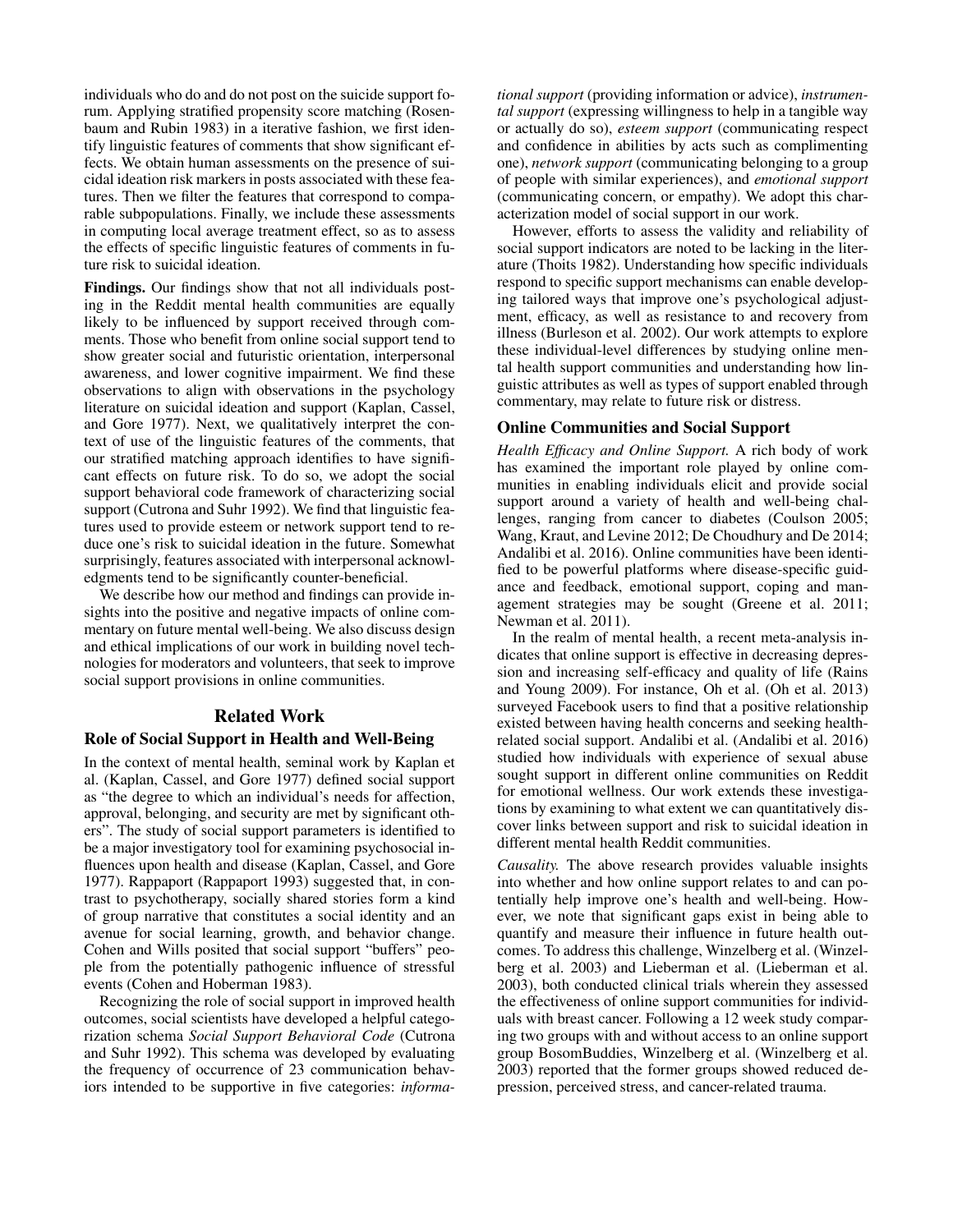individuals who do and do not post on the suicide support forum. Applying stratified propensity score matching (Rosenbaum and Rubin 1983) in a iterative fashion, we first identify linguistic features of comments that show significant effects. We obtain human assessments on the presence of suicidal ideation risk markers in posts associated with these features. Then we filter the features that correspond to comparable subpopulations. Finally, we include these assessments in computing local average treatment effect, so as to assess the effects of specific linguistic features of comments in future risk to suicidal ideation.

**Findings.** Our findings show that not all individuals posting in the Reddit mental health communities are equally likely to be influenced by support received through comments. Those who benefit from online social support tend to show greater social and futuristic orientation, interpersonal awareness, and lower cognitive impairment. We find these observations to align with observations in the psychology literature on suicidal ideation and support (Kaplan, Cassel, and Gore 1977). Next, we qualitatively interpret the context of use of the linguistic features of the comments, that our stratified matching approach identifies to have significant effects on future risk. To do so, we adopt the social support behavioral code framework of characterizing social support (Cutrona and Suhr 1992). We find that linguistic features used to provide esteem or network support tend to reduce one's risk to suicidal ideation in the future. Somewhat surprisingly, features associated with interpersonal acknowledgments tend to be significantly counter-beneficial.

We describe how our method and findings can provide insights into the positive and negative impacts of online commentary on future mental well-being. We also discuss design and ethical implications of our work in building novel technologies for moderators and volunteers, that seek to improve social support provisions in online communities.

## Related Work

### Role of Social Support in Health and Well-Being

In the context of mental health, seminal work by Kaplan et al. (Kaplan, Cassel, and Gore 1977) defined social support as "the degree to which an individual's needs for affection, approval, belonging, and security are met by significant others". The study of social support parameters is identified to be a major investigatory tool for examining psychosocial influences upon health and disease (Kaplan, Cassel, and Gore 1977). Rappaport (Rappaport 1993) suggested that, in contrast to psychotherapy, socially shared stories form a kind of group narrative that constitutes a social identity and an avenue for social learning, growth, and behavior change. Cohen and Wills posited that social support "buffers" people from the potentially pathogenic influence of stressful events (Cohen and Hoberman 1983).

Recognizing the role of social support in improved health outcomes, social scientists have developed a helpful categorization schema *Social Support Behavioral Code* (Cutrona and Suhr 1992). This schema was developed by evaluating the frequency of occurrence of 23 communication behaviors intended to be supportive in five categories: *informational support* (providing information or advice), *instrumental support* (expressing willingness to help in a tangible way or actually do so), *esteem support* (communicating respect and confidence in abilities by acts such as complimenting one), *network support* (communicating belonging to a group of people with similar experiences), and *emotional support* (communicating concern, or empathy). We adopt this characterization model of social support in our work.

However, efforts to assess the validity and reliability of social support indicators are noted to be lacking in the literature (Thoits 1982). Understanding how specific individuals respond to specific support mechanisms can enable developing tailored ways that improve one's psychological adjustment, efficacy, as well as resistance to and recovery from illness (Burleson et al. 2002). Our work attempts to explore these individual-level differences by studying online mental health support communities and understanding how linguistic attributes as well as types of support enabled through commentary, may relate to future risk or distress.

### Online Communities and Social Support

*Health Efficacy and Online Support.* A rich body of work has examined the important role played by online communities in enabling individuals elicit and provide social support around a variety of health and well-being challenges, ranging from cancer to diabetes (Coulson 2005; Wang, Kraut, and Levine 2012; De Choudhury and De 2014; Andalibi et al. 2016). Online communities have been identified to be powerful platforms where disease-specific guidance and feedback, emotional support, coping and management strategies may be sought (Greene et al. 2011; Newman et al. 2011).

In the realm of mental health, a recent meta-analysis indicates that online support is effective in decreasing depression and increasing self-efficacy and quality of life (Rains and Young 2009). For instance, Oh et al. (Oh et al. 2013) surveyed Facebook users to find that a positive relationship existed between having health concerns and seeking health-related social support. Andalibi et al. (Andalibi et al. 2016) studied how individuals with experience of sexual abuse sought support in different online communities on Reddit for emotional wellness. Our work extends these investigations by examining to what extent we can quantitatively discover links between support and risk to suicidal ideation in different mental health Reddit communities.

*Causality.* The above research provides valuable insights into whether and how online support relates to and can potentially help improve one's health and well-being. However, we note that significant gaps exist in being able to quantify and measure their influence in future health outcomes. To address this challenge, Winzelberg et al. (Winzelberg et al. 2003) and Lieberman et al. (Lieberman et al. 2003), both conducted clinical trials wherein they assessed the effectiveness of online support communities for individuals with breast cancer. Following a 12 week study comparing two groups with and without access to an online support group BosomBuddies, Winzelberg et al. (Winzelberg et al. 2003) reported that the former groups showed reduced depression, perceived stress, and cancer-related trauma.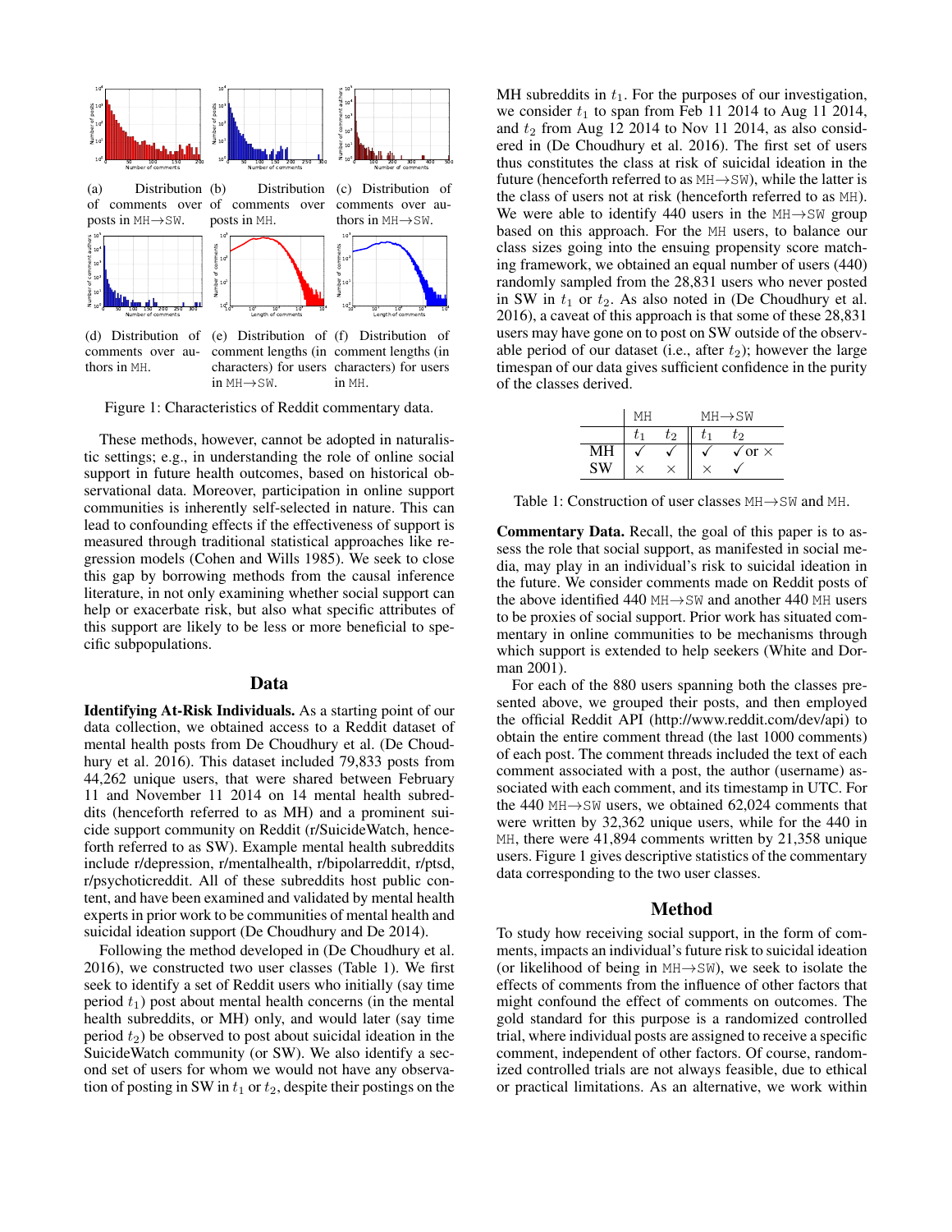(a) Distribution of comments over posts in MH→SW.

(b) Distribution of comments over posts in MH.

(c) Distribution of comments over authors in MH→SW.

(d) Distribution of comments over authors in MH.

(e) Distribution of comment lengths (in characters) for users in MH→SW.

(f) Distribution of comment lengths (in characters) for users in MH.

Figure 1: Characteristics of Reddit commentary data.

These methods, however, cannot be adopted in naturalistic settings; e.g., in understanding the role of online social support in future health outcomes, based on historical observational data. Moreover, participation in online support communities is inherently self-selected in nature. This can lead to confounding effects if the effectiveness of support is measured through traditional statistical approaches like regression models (Cohen and Wills 1985). We seek to close this gap by borrowing methods from the causal inference literature, in not only examining whether social support can help or exacerbate risk, but also what specific attributes of this support are likely to be less or more beneficial to specific subpopulations.

## Data

**Identifying At-Risk Individuals.** As a starting point of our data collection, we obtained access to a Reddit dataset of mental health posts from De Choudhury et al. (De Choudhury et al. 2016). This dataset included 79,833 posts from 44,262 unique users, that were shared between February 11 and November 11 2014 on 14 mental health subreddits (henceforth referred to as MH) and a prominent suicide support community on Reddit (r/SuicideWatch, henceforth referred to as SW). Example mental health subreddits include r/depression, r/mentalhealth, r/bipolarreddit, r/ptsd, r/psychoticreddit. All of these subreddits host public content, and have been examined and validated by mental health experts in prior work to be communities of mental health and suicidal ideation support (De Choudhury and De 2014).

Following the method developed in (De Choudhury et al. 2016), we constructed two user classes (Table 1). We first seek to identify a set of Reddit users who initially (say time period $t_1$) post about mental health concerns (in the mental health subreddits, or MH) only, and would later (say time period $t_2$) be observed to post about suicidal ideation in the SuicideWatch community (or SW). We also identify a second set of users for whom we would not have any observation of posting in SW in $t_1$ or $t_2$, despite their postings on the MH subreddits in $t_1$. For the purposes of our investigation, we consider $t_1$ to span from Feb 11 2014 to Aug 11 2014, and $t_2$ from Aug 12 2014 to Nov 11 2014, as also considered in (De Choudhury et al. 2016). The first set of users thus constitutes the class at risk of suicidal ideation in the future (henceforth referred to as MH→SW), while the latter is the class of users not at risk (henceforth referred to as MH). We were able to identify 440 users in the MH→SW group based on this approach. For the MH users, to balance our class sizes going into the ensuing propensity score matching framework, we obtained an equal number of users (440) randomly sampled from the 28,831 users who never posted in SW in $t_1$ or $t_2$. As also noted in (De Choudhury et al. 2016), a caveat of this approach is that some of these 28,831 users may have gone on to post on SW outside of the observable period of our dataset (i.e., after $t_2$); however the large timespan of our data gives sufficient confidence in the purity of the classes derived.

| | MH | | MH→SW | |
|---|---|---|---|---|
| | $t_1$ | $t_2$ | $t_1$ | $t_2$ |
| MH | ✓ | ✓ | ✓ | ✓ or × |
| SW | × | × | × | ✓ |

Table 1: Construction of user classes MH→SW and MH.

**Commentary Data.** Recall, the goal of this paper is to assess the role that social support, as manifested in social media, may play in an individual's risk to suicidal ideation in the future. We consider comments made on Reddit posts of the above identified 440 MH→SW and another 440 MH users to be proxies of social support. Prior work has situated commentary in online communities to be mechanisms through which support is extended to help seekers (White and Dorman 2001).

For each of the 880 users spanning both the classes presented above, we grouped their posts, and then employed the official Reddit API (http://www.reddit.com/dev/api) to obtain the entire comment thread (the last 1000 comments) of each post. The comment threads included the text of each comment associated with a post, the author (username) associated with each comment, and its timestamp in UTC. For the 440 MH→SW users, we obtained 62,024 comments that were written by 32,362 unique users, while for the 440 in MH, there were 41,894 comments written by 21,358 unique users. Figure 1 gives descriptive statistics of the commentary data corresponding to the two user classes.

## Method

To study how receiving social support, in the form of comments, impacts an individual's future risk to suicidal ideation (or likelihood of being in MH→SW), we seek to isolate the effects of comments from the influence of other factors that might confound the effect of comments on outcomes. The gold standard for this purpose is a randomized controlled trial, where individual posts are assigned to receive a specific comment, independent of other factors. Of course, randomized controlled trials are not always feasible, due to ethical or practical limitations. As an alternative, we work within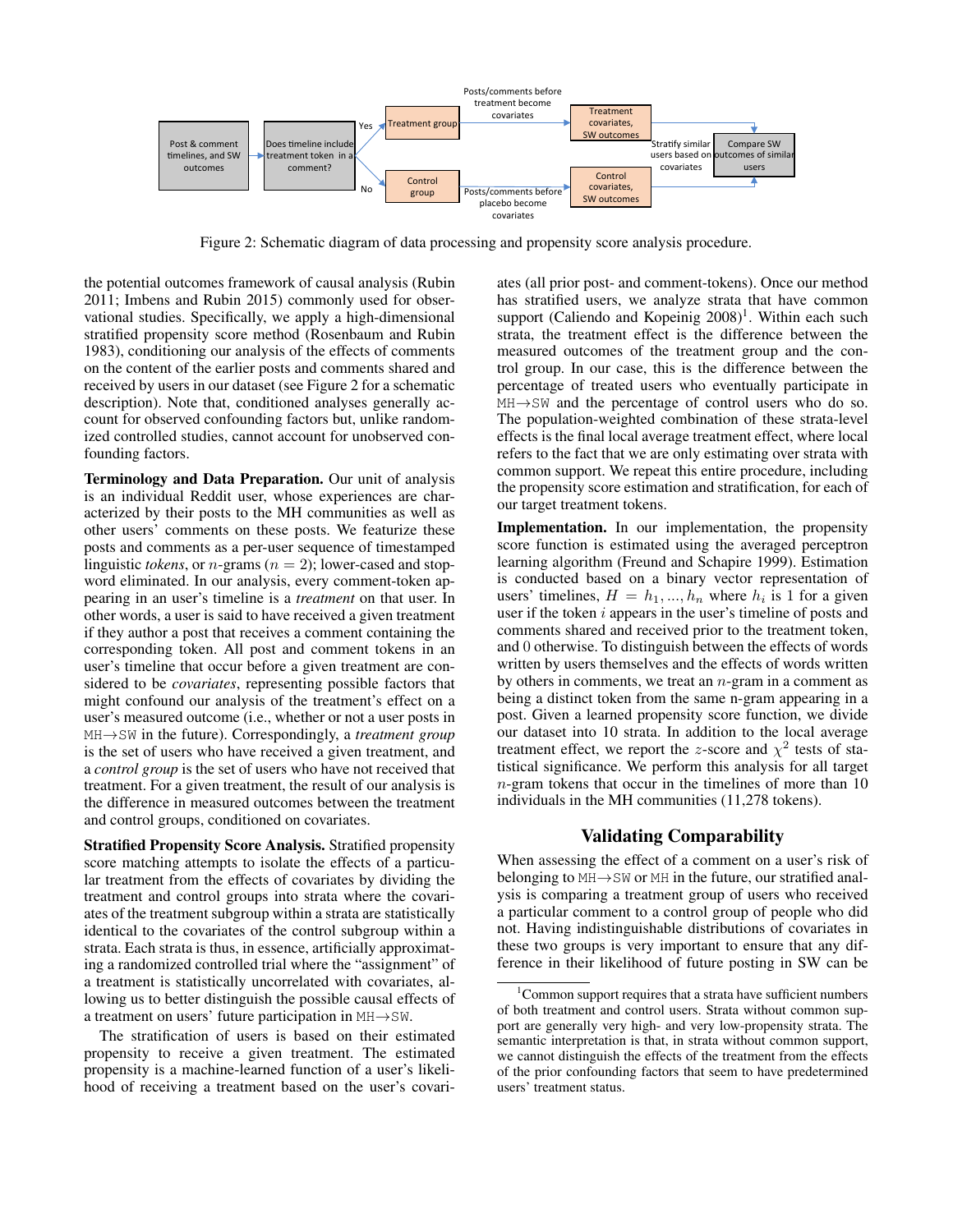Figure 2: Schematic diagram of data processing and propensity score analysis procedure.

the potential outcomes framework of causal analysis (Rubin 2011; Imbens and Rubin 2015) commonly used for observational studies. Specifically, we apply a high-dimensional stratified propensity score method (Rosenbaum and Rubin 1983), conditioning our analysis of the effects of comments on the content of the earlier posts and comments shared and received by users in our dataset (see Figure 2 for a schematic description). Note that, conditioned analyses generally account for observed confounding factors but, unlike randomized controlled studies, cannot account for unobserved confounding factors.

**Terminology and Data Preparation.** Our unit of analysis is an individual Reddit user, whose experiences are characterized by their posts to the MH communities as well as other users' comments on these posts. We featurize these posts and comments as a per-user sequence of timestamped linguistic *tokens*, or $n$-grams ($n = 2$); lower-cased and stopword eliminated. In our analysis, every comment-token appearing in an user's timeline is a *treatment* on that user. In other words, a user is said to have received a given treatment if they author a post that receives a comment containing the corresponding token. All post and comment tokens in an user's timeline that occur before a given treatment are considered to be *covariates*, representing possible factors that might confound our analysis of the treatment's effect on a user's measured outcome (i.e., whether or not a user posts in MH→SW in the future). Correspondingly, a *treatment group* is the set of users who have received a given treatment, and a *control group* is the set of users who have not received that treatment. For a given treatment, the result of our analysis is the difference in measured outcomes between the treatment and control groups, conditioned on covariates.

**Stratified Propensity Score Analysis.** Stratified propensity score matching attempts to isolate the effects of a particular treatment from the effects of covariates by dividing the treatment and control groups into strata where the covariates of the treatment subgroup within a strata are statistically identical to the covariates of the control subgroup within a strata. Each strata is thus, in essence, artificially approximating a randomized controlled trial where the "assignment" of a treatment is statistically uncorrelated with covariates, allowing us to better distinguish the possible causal effects of a treatment on users' future participation in MH→SW.

The stratification of users is based on their estimated propensity to receive a given treatment. The estimated propensity is a machine-learned function of a user's likelihood of receiving a treatment based on the user's covariates (all prior post- and comment-tokens). Once our method has stratified users, we analyze strata that have common support (Caliendo and Kopeinig 2008)[1]. Within each such strata, the treatment effect is the difference between the measured outcomes of the treatment group and the control group. In our case, this is the difference between the percentage of treated users who eventually participate in MH→SW and the percentage of control users who do so. The population-weighted combination of these strata-level effects is the final local average treatment effect, where local refers to the fact that we are only estimating over strata with common support. We repeat this entire procedure, including the propensity score estimation and stratification, for each of our target treatment tokens.

**Implementation.** In our implementation, the propensity score function is estimated using the averaged perceptron learning algorithm (Freund and Schapire 1999). Estimation is conducted based on a binary vector representation of users' timelines, $H = h_1, ..., h_n$ where $h_i$ is 1 for a given user if the token $i$ appears in the user's timeline of posts and comments shared and received prior to the treatment token, and 0 otherwise. To distinguish between the effects of words written by users themselves and the effects of words written by others in comments, we treat an $n$-gram in a comment as being a distinct token from the same n-gram appearing in a post. Given a learned propensity score function, we divide our dataset into 10 strata. In addition to the local average treatment effect, we report the $z$-score and $\chi^2$ tests of statistical significance. We perform this analysis for all target $n$-gram tokens that occur in the timelines of more than 10 individuals in the MH communities (11,278 tokens).

## Validating Comparability

When assessing the effect of a comment on a user's risk of belonging to MH→SW or MH in the future, our stratified analysis is comparing a treatment group of users who received a particular comment to a control group of people who did not. Having indistinguishable distributions of covariates in these two groups is very important to ensure that any difference in their likelihood of future posting in SW can be

[1]Common support requires that a strata have sufficient numbers of both treatment and control users. Strata without common support are generally very high- and very low-propensity strata. The semantic interpretation is that, in strata without common support, we cannot distinguish the effects of the treatment from the effects of the prior confounding factors that seem to have predetermined users' treatment status.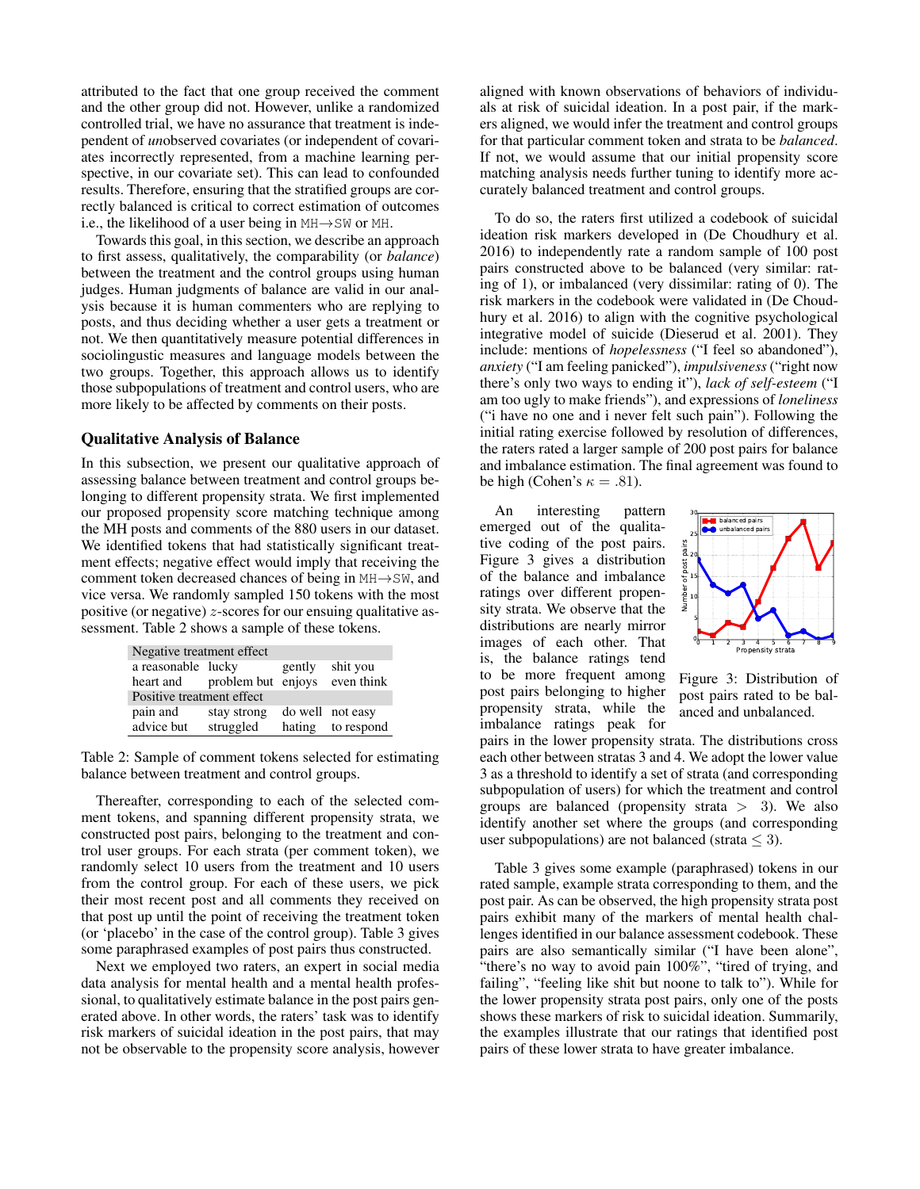attributed to the fact that one group received the comment and the other group did not. However, unlike a randomized controlled trial, we have no assurance that treatment is independent of *un*observed covariates (or independent of covariates incorrectly represented, from a machine learning perspective, in our covariate set). This can lead to confounded results. Therefore, ensuring that the stratified groups are correctly balanced is critical to correct estimation of outcomes i.e., the likelihood of a user being in MH→SW or MH.

Towards this goal, in this section, we describe an approach to first assess, qualitatively, the comparability (or *balance*) between the treatment and the control groups using human judges. Human judgments of balance are valid in our analysis because it is human commenters who are replying to posts, and thus deciding whether a user gets a treatment or not. We then quantitatively measure potential differences in sociolinguistic measures and language models between the two groups. Together, this approach allows us to identify those subpopulations of treatment and control users, who are more likely to be affected by comments on their posts.

### Qualitative Analysis of Balance

In this subsection, we present our qualitative approach of assessing balance between treatment and control groups belonging to different propensity strata. We first implemented our proposed propensity score matching technique among the MH posts and comments of the 880 users in our dataset. We identified tokens that had statistically significant treatment effects; negative effect would imply that receiving the comment token decreased chances of being in MH→SW, and vice versa. We randomly sampled 150 tokens with the most positive (or negative) $z$-scores for our ensuing qualitative assessment. Table 2 shows a sample of these tokens.

| Negative treatment effect | | | |
|---|---|---|---|
| a reasonable | lucky | gently | shit you |
| heart and | problem but | enjoys | even think |
| **Positive treatment effect** | | | |
| pain and | stay strong | do well | not easy |
| advice but | struggled | hating | to respond |

Table 2: Sample of comment tokens selected for estimating balance between treatment and control groups.

Thereafter, corresponding to each of the selected comment tokens, and spanning different propensity strata, we constructed post pairs, belonging to the treatment and control user groups. For each strata (per comment token), we randomly select 10 users from the treatment and 10 users from the control group. For each of these users, we pick their most recent post and all comments they received on that post up until the point of receiving the treatment token (or 'placebo' in the case of the control group). Table 3 gives some paraphrased examples of post pairs thus constructed.

Next we employed two raters, an expert in social media data analysis for mental health and a mental health professional, to qualitatively estimate balance in the post pairs generated above. In other words, the raters' task was to identify risk markers of suicidal ideation in the post pairs, that may not be observable to the propensity score analysis, however aligned with known observations of behaviors of individuals at risk of suicidal ideation. In a post pair, if the markers aligned, we would infer the treatment and control groups for that particular comment token and strata to be *balanced*. If not, we would assume that our initial propensity score matching analysis needs further tuning to identify more accurately balanced treatment and control groups.

To do so, the raters first utilized a codebook of suicidal ideation risk markers developed in (De Choudhury et al. 2016) to independently rate a random sample of 100 post pairs constructed above to be balanced (very similar: rating of 1), or imbalanced (very dissimilar: rating of 0). The risk markers in the codebook were validated in (De Choudhury et al. 2016) to align with the cognitive psychological integrative model of suicide (Dieserud et al. 2001). They include: mentions of *hopelessness* ("I feel so abandoned"), *anxiety* ("I am feeling panicked"), *impulsiveness* ("right now there's only two ways to ending it"), *lack of self-esteem* ("I am too ugly to make friends"), and expressions of *loneliness* ("i have no one and i never felt such pain"). Following the initial rating exercise followed by resolution of differences, the raters rated a larger sample of 200 post pairs for balance and imbalance estimation. The final agreement was found to be high (Cohen's $\kappa = .81$).

An interesting pattern emerged out of the qualitative coding of the post pairs. Figure 3 gives a distribution of the balance and imbalance ratings over different propensity strata. We observe that the distributions are nearly mirror images of each other. That is, the balance ratings tend to be more frequent among post pairs belonging to higher propensity strata, while the imbalance ratings peak for pairs in the lower propensity strata. The distributions cross each other between stratas 3 and 4. We adopt the lower value 3 as a threshold to identify a set of strata (and corresponding subpopulation of users) for which the treatment and control groups are balanced (propensity strata $> 3$). We also identify another set where the groups (and corresponding user subpopulations) are not balanced (strata $\leq 3$).

Figure 3: Distribution of post pairs rated to be balanced and unbalanced.

Table 3 gives some example (paraphrased) tokens in our rated sample, example strata corresponding to them, and the post pair. As can be observed, the high propensity strata post pairs exhibit many of the markers of mental health challenges identified in our balance assessment codebook. These pairs are also semantically similar ("I have been alone", "there's no way to avoid pain 100%", "tired of trying, and failing", "feeling like shit but noone to talk to"). While for the lower propensity strata post pairs, only one of the posts shows these markers of risk to suicidal ideation. Summarily, the examples illustrate that our ratings that identified post pairs of these lower strata to have greater imbalance.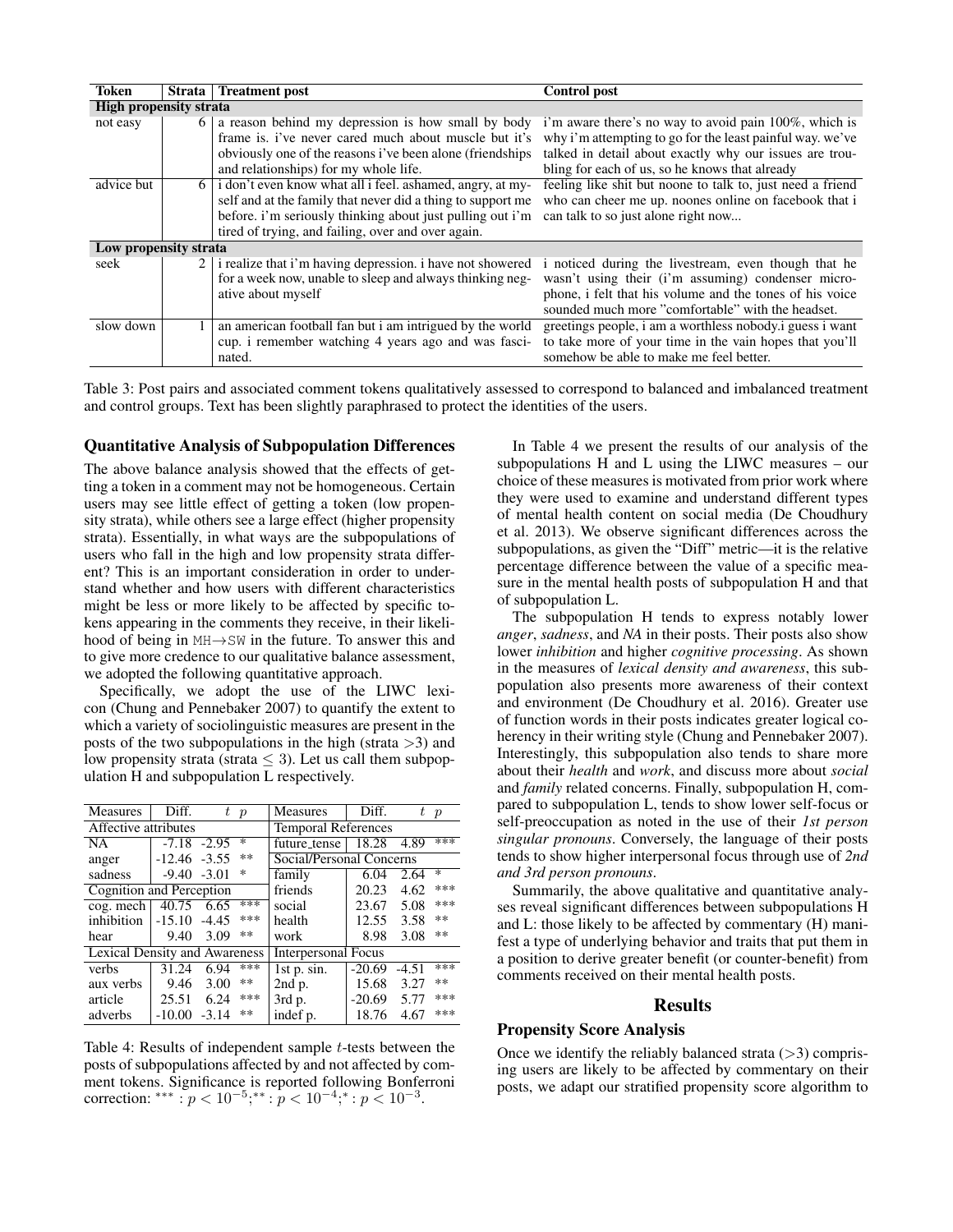| Token | Strata | Treatment post | Control post |
|---|---|---|---|
| **High propensity strata** | | | |
| not easy | 6 | a reason behind my depression is how small by body frame is. i've never cared much about muscle but it's obviously one of the reasons i've been alone (friendships and relationships) for my whole life. | i'm aware there's no way to avoid pain 100%, which is why i'm attempting to go for the least painful way. we've talked in detail about exactly why our issues are troubling for each of us, so he knows that already |
| advice but | 6 | i don't even know what all i feel. ashamed, angry, at myself and at the family that never did a thing to support me before. i'm seriously thinking about just pulling out i'm tired of trying, and failing, over and over again. | feeling like shit but noone to talk to, just need a friend who can cheer me up. noones online on facebook that i can talk to so just alone right now... |
| **Low propensity strata** | | | |
| seek | 2 | i realize that i'm having depression. i have not showered for a week now, unable to sleep and always thinking negative about myself | i noticed during the livestream, even though that he wasn't using their (i'm assuming) condenser microphone, i felt that his volume and the tones of his voice sounded much more "comfortable" with the headset. |
| slow down | 1 | an american football fan but i am intrigued by the world cup. i remember watching 4 years ago and was fascinated. | greetings people, i am a worthless nobody.i guess i want to take more of your time in the vain hopes that you'll somehow be able to make me feel better. |

Table 3: Post pairs and associated comment tokens qualitatively assessed to correspond to balanced and imbalanced treatment and control groups. Text has been slightly paraphrased to protect the identities of the users.

## Quantitative Analysis of Subpopulation Differences

The above balance analysis showed that the effects of getting a token in a comment may not be homogeneous. Certain users may see little effect of getting a token (low propensity strata), while others see a large effect (higher propensity strata). Essentially, in what ways are the subpopulations of users who fall in the high and low propensity strata different? This is an important consideration in order to understand whether and how users with different characteristics might be less or more likely to be affected by specific tokens appearing in the comments they receive, in their likelihood of being in MH→SW in the future. To answer this and to give more credence to our qualitative balance assessment, we adopted the following quantitative approach.

Specifically, we adopt the use of the LIWC lexicon (Chung and Pennebaker 2007) to quantify the extent to which a variety of sociolinguistic measures are present in the posts of the two subpopulations in the high (strata $>3$) and low propensity strata (strata $\leq 3$). Let us call them subpopulation H and subpopulation L respectively.

| Measures | Diff. | $t$ | $p$ | Measures | Diff. | $t$ | $p$ |
|---|---|---|---|---|---|---|---|
| Affective attributes | | | | Temporal References | | | |
| NA | -7.18 | -2.95 | * | future_tense | 18.28 | 4.89 | *** |
| anger | -12.46 | -3.55 | ** | Social/Personal Concerns | | | |
| sadness | -9.40 | -3.01 | * | family | 6.04 | 2.64 | * |
| Cognition and Perception | | | | friends | 20.23 | 4.62 | *** |
| cog. mech | 40.75 | 6.65 | *** | social | 23.67 | 5.08 | *** |
| inhibition | -15.10 | -4.45 | *** | health | 12.55 | 3.58 | ** |
| hear | 9.40 | 3.09 | ** | work | 8.98 | 3.08 | ** |
| Lexical Density and Awareness | | | | Interpersonal Focus | | | |
| verbs | 31.24 | 6.94 | *** | 1st p. sin. | -20.69 | -4.51 | *** |
| aux verbs | 9.46 | 3.00 | ** | 2nd p. | 15.68 | 3.27 | ** |
| article | 25.51 | 6.24 | *** | 3rd p. | -20.69 | 5.77 | *** |
| adverbs | -10.00 | -3.14 | ** | indef p. | 18.76 | 4.67 | *** |

Table 4: Results of independent sample $t$-tests between the posts of subpopulations affected by and not affected by comment tokens. Significance is reported following Bonferroni correction: $^{***}: p < 10^{-5}$; $^{**}: p < 10^{-4}$; $^{*}: p < 10^{-3}$.

In Table 4 we present the results of our analysis of the subpopulations H and L using the LIWC measures – our choice of these measures is motivated from prior work where they were used to examine and understand different types of mental health content on social media (De Choudhury et al. 2013). We observe significant differences across the subpopulations, as given the "Diff" metric—it is the relative percentage difference between the value of a specific measure in the mental health posts of subpopulation H and that of subpopulation L.

The subpopulation H tends to express notably lower *anger*, *sadness*, and *NA* in their posts. Their posts also show lower *inhibition* and higher *cognitive processing*. As shown in the measures of *lexical density and awareness*, this subpopulation also presents more awareness of their context and environment (De Choudhury et al. 2016). Greater use of function words in their posts indicates greater logical coherency in their writing style (Chung and Pennebaker 2007). Interestingly, this subpopulation also tends to share more about their *health* and *work*, and discuss more about *social* and *family* related concerns. Finally, subpopulation H, compared to subpopulation L, tends to show lower self-focus or self-preoccupation as noted in the use of their *1st person singular pronouns*. Conversely, the language of their posts tends to show higher interpersonal focus through use of *2nd and 3rd person pronouns*.

Summarily, the above qualitative and quantitative analyses reveal significant differences between subpopulations H and L: those likely to be affected by commentary (H) manifest a type of underlying behavior and traits that put them in a position to derive greater benefit (or counter-benefit) from comments received on their mental health posts.

# Results

## Propensity Score Analysis

Once we identify the reliably balanced strata ($>3$) comprising users are likely to be affected by commentary on their posts, we adapt our stratified propensity score algorithm to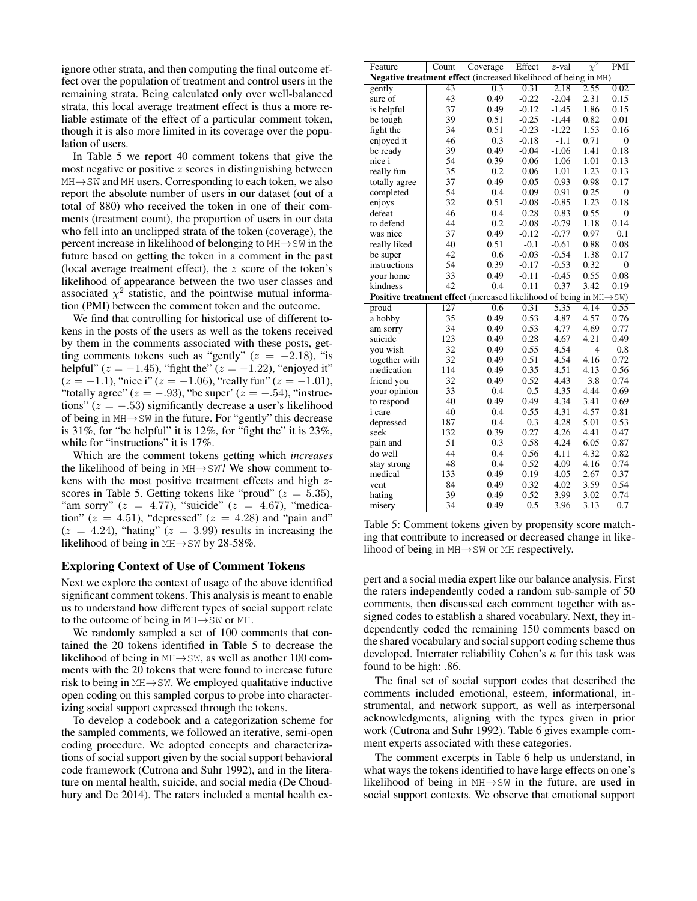ignore other strata, and then computing the final outcome effect over the population of treatment and control users in the remaining strata. Being calculated only over well-balanced strata, this local average treatment effect is thus a more reliable estimate of the effect of a particular comment token, though it is also more limited in its coverage over the population of users.

In Table 5 we report 40 comment tokens that give the most negative or positive $z$ scores in distinguishing between MH→SW and MH users. Corresponding to each token, we also report the absolute number of users in our dataset (out of a total of 880) who received the token in one of their comments (treatment count), the proportion of users in our data who fell into an unclipped strata of the token (coverage), the percent increase in likelihood of belonging to MH→SW in the future based on getting the token in a comment in the past (local average treatment effect), the $z$ score of the token's likelihood of appearance between the two user classes and associated $\chi^2$ statistic, and the pointwise mutual information (PMI) between the comment token and the outcome.

We find that controlling for historical use of different tokens in the posts of the users as well as the tokens received by them in the comments associated with these posts, getting comments tokens such as "gently" ($z = -2.18$), "is helpful" ($z = -1.45$), "fight the" ($z = -1.22$), "enjoyed it" ($z = -1.1$), "nice i" ($z = -1.06$), "really fun" ($z = -1.01$), "totally agree" ($z = -.93$), "be super' ($z = -.54$), "instructions" ($z = -.53$) significantly decrease a user's likelihood of being in MH→SW in the future. For "gently" this decrease is 31%, for "be helpful" it is 12%, for "fight the" it is 23%, while for "instructions" it is 17%.

Which are the comment tokens getting which *increases* the likelihood of being in MH→SW? We show comment tokens with the most positive treatment effects and high $z$-scores in Table 5. Getting tokens like "proud" ($z = 5.35$), "am sorry" ($z = 4.77$), "suicide" ($z = 4.67$), "medication" ($z = 4.51$), "depressed" ($z = 4.28$) and "pain and" ($z = 4.24$), "hating" ($z = 3.99$) results in increasing the likelihood of being in MH→SW by 28-58%.

| Feature | Count | Coverage | Effect | $z$-val | $\chi^2$ | PMI |
|---|---|---|---|---|---|---|
| **Negative treatment effect** (increased likelihood of being in MH) | | | | | | |
| gently | 43 | 0.3 | -0.31 | -2.18 | 2.55 | 0.02 |
| sure of | 43 | 0.49 | -0.22 | -2.04 | 2.31 | 0.15 |
| is helpful | 37 | 0.49 | -0.12 | -1.45 | 1.86 | 0.15 |
| be tough | 39 | 0.51 | -0.25 | -1.44 | 0.82 | 0.01 |
| fight the | 34 | 0.51 | -0.23 | -1.22 | 1.53 | 0.16 |
| enjoyed it | 46 | 0.3 | -0.18 | -1.1 | 0.71 | 0 |
| be ready | 39 | 0.49 | -0.04 | -1.06 | 1.41 | 0.18 |
| nice i | 54 | 0.39 | -0.06 | -1.06 | 1.01 | 0.13 |
| really fun | 35 | 0.2 | -0.06 | -1.01 | 1.23 | 0.13 |
| totally agree | 37 | 0.49 | -0.05 | -0.93 | 0.98 | 0.17 |
| completed | 54 | 0.4 | -0.09 | -0.91 | 0.25 | 0 |
| enjoys | 32 | 0.51 | -0.08 | -0.85 | 1.23 | 0.18 |
| defeat | 46 | 0.4 | -0.28 | -0.83 | 0.55 | 0 |
| to defend | 44 | 0.2 | -0.08 | -0.79 | 1.18 | 0.14 |
| was nice | 37 | 0.49 | -0.12 | -0.77 | 0.97 | 0.1 |
| really liked | 40 | 0.51 | -0.1 | -0.61 | 0.88 | 0.08 |
| be super | 42 | 0.6 | -0.03 | -0.54 | 1.38 | 0.17 |
| instructions | 54 | 0.39 | -0.17 | -0.53 | 0.32 | 0 |
| your home | 33 | 0.49 | -0.11 | -0.45 | 0.55 | 0.08 |
| kindness | 42 | 0.4 | -0.11 | -0.37 | 3.42 | 0.19 |
| **Positive treatment effect** (increased likelihood of being in MH→SW) | | | | | | |
| proud | 127 | 0.6 | 0.31 | 5.35 | 4.14 | 0.55 |
| a hobby | 35 | 0.49 | 0.53 | 4.87 | 4.57 | 0.76 |
| am sorry | 34 | 0.49 | 0.53 | 4.77 | 4.69 | 0.77 |
| suicide | 123 | 0.49 | 0.28 | 4.67 | 4.21 | 0.49 |
| you wish | 32 | 0.49 | 0.55 | 4.54 | 4 | 0.8 |
| together with | 32 | 0.49 | 0.51 | 4.54 | 4.16 | 0.72 |
| medication | 114 | 0.49 | 0.35 | 4.51 | 4.13 | 0.56 |
| friend you | 32 | 0.49 | 0.52 | 4.43 | 3.8 | 0.74 |
| your opinion | 33 | 0.4 | 0.5 | 4.35 | 4.44 | 0.69 |
| to respond | 40 | 0.49 | 0.49 | 4.34 | 3.41 | 0.69 |
| i care | 40 | 0.4 | 0.55 | 4.31 | 4.57 | 0.81 |
| depressed | 187 | 0.4 | 0.3 | 4.28 | 5.01 | 0.53 |
| seek | 132 | 0.39 | 0.27 | 4.26 | 4.41 | 0.47 |
| pain and | 51 | 0.3 | 0.58 | 4.24 | 6.05 | 0.87 |
| do well | 44 | 0.4 | 0.56 | 4.11 | 4.32 | 0.82 |
| stay strong | 48 | 0.4 | 0.52 | 4.09 | 4.16 | 0.74 |
| medical | 133 | 0.49 | 0.19 | 4.05 | 2.67 | 0.37 |
| vent | 84 | 0.49 | 0.32 | 4.02 | 3.59 | 0.54 |
| hating | 39 | 0.49 | 0.52 | 3.99 | 3.02 | 0.74 |
| misery | 34 | 0.49 | 0.5 | 3.96 | 3.13 | 0.7 |

Table 5: Comment tokens given by propensity score matching that contribute to increased or decreased change in likelihood of being in MH→SW or MH respectively.

## Exploring Context of Use of Comment Tokens

Next we explore the context of usage of the above identified significant comment tokens. This analysis is meant to enable us to understand how different types of social support relate to the outcome of being in MH→SW or MH.

We randomly sampled a set of 100 comments that contained the 20 tokens identified in Table 5 to decrease the likelihood of being in MH→SW, as well as another 100 comments with the 20 tokens that were found to increase future risk to being in MH→SW. We employed qualitative inductive open coding on this sampled corpus to probe into characterizing social support expressed through the tokens.

To develop a codebook and a categorization scheme for the sampled comments, we followed an iterative, semi-open coding procedure. We adopted concepts and characterizations of social support given by the social support behavioral code framework (Cutrona and Suhr 1992), and in the literature on mental health, suicide, and social media (De Choudhury and De 2014). The raters included a mental health expert and a social media expert like our balance analysis. First the raters independently coded a random sub-sample of 50 comments, then discussed each comment together with assigned codes to establish a shared vocabulary. Next, they independently coded the remaining 150 comments based on the shared vocabulary and social support coding scheme thus developed. Interrater reliability Cohen's $\kappa$ for this task was found to be high: .86.

The final set of social support codes that described the comments included emotional, esteem, informational, instrumental, and network support, as well as interpersonal acknowledgments, aligning with the types given in prior work (Cutrona and Suhr 1992). Table 6 gives example comment experts associated with these categories.

The comment excerpts in Table 6 help us understand, in what ways the tokens identified to have large effects on one's likelihood of being in MH→SW in the future, are used in social support contexts. We observe that emotional support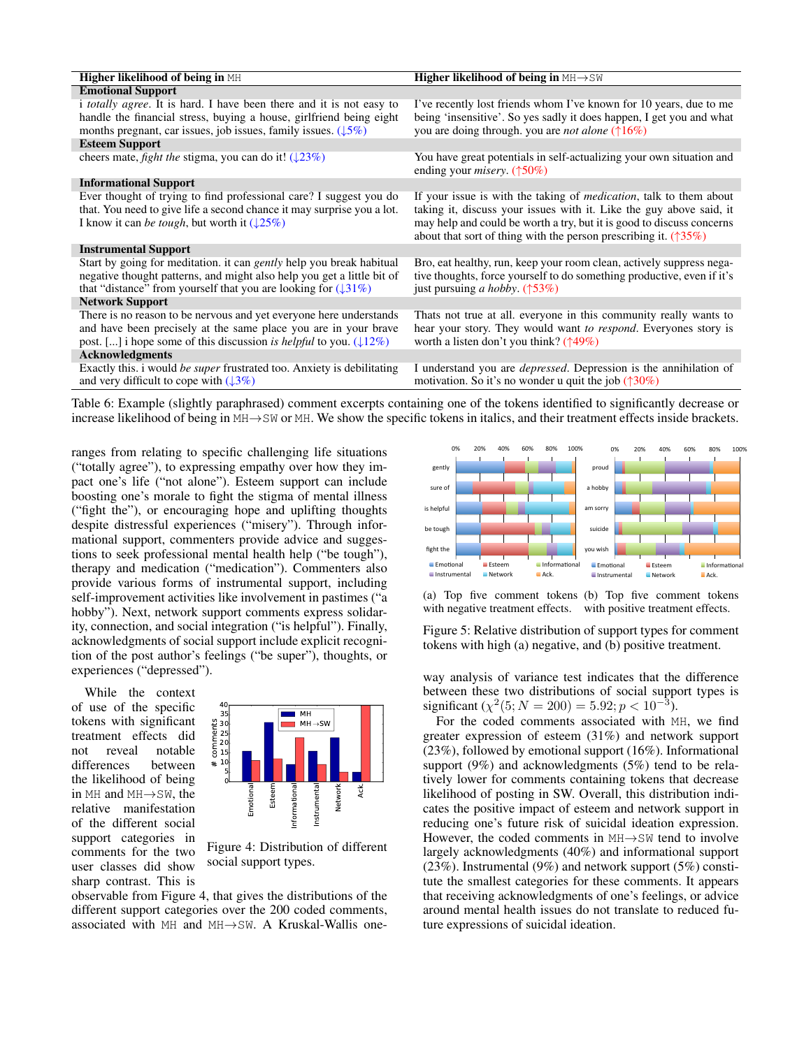| Higher likelihood of being in MH | Higher likelihood of being in MH→SW |
|---|---|
| **Emotional Support** | |
| i *totally agree*. It is hard. I have been there and it is not easy to handle the financial stress, buying a house, girlfriend being eight months pregnant, car issues, job issues, family issues. (↓5%) | I've recently lost friends whom I've known for 10 years, due to me being 'insensitive'. So yes sadly it does happen, I get you and what you are doing through. you are *not alone* (↑16%) |
| **Esteem Support** | |
| cheers mate, *fight the* stigma, you can do it! (↓23%) | You have great potentials in self-actualizing your own situation and ending your *misery*. (↑50%) |
| **Informational Support** | |
| Ever thought of trying to find professional care? I suggest you do that. You need to give life a second chance it may surprise you a lot. I know it can *be tough*, but worth it (↓25%) | If your issue is with the taking of *medication*, talk to them about taking it, discuss your issues with it. Like the guy above said, it may help and could be worth a try, but it is good to discuss concerns about that sort of thing with the person prescribing it. (↑35%) |
| **Instrumental Support** | |
| Start by going for meditation. it can *gently* help you break habitual negative thought patterns, and might also help you get a little bit of that "distance" from yourself that you are looking for (↓31%) | Bro, eat healthy, run, keep your room clean, actively suppress negative thoughts, force yourself to do something productive, even if it's just pursuing *a hobby*. (↑53%) |
| **Network Support** | |
| There is no reason to be nervous and yet everyone here understands and have been precisely at the same place you are in your brave post. [...] i hope some of this discussion *is helpful* to you. (↓12%) | Thats not true at all. everyone in this community really wants to hear your story. They would want *to respond*. Everyones story is worth a listen don't you think? (↑49%) |
| **Acknowledgments** | |
| Exactly this. i would *be super* frustrated too. Anxiety is debilitating and very difficult to cope with (↓3%) | I understand you are *depressed*. Depression is the annihilation of motivation. So it's no wonder u quit the job (↑30%) |

Table 6: Example (slightly paraphrased) comment excerpts containing one of the tokens identified to significantly decrease or increase likelihood of being in MH→SW or MH. We show the specific tokens in italics, and their treatment effects inside brackets.

ranges from relating to specific challenging life situations ("totally agree"), to expressing empathy over how they impact one's life ("not alone"). Esteem support can include boosting one's morale to fight the stigma of mental illness ("fight the"), or encouraging hope and uplifting thoughts despite distressful experiences ("misery"). Through informational support, commenters provide advice and suggestions to seek professional mental health help ("be tough"), therapy and medication ("medication"). Commenters also provide various forms of instrumental support, including self-improvement activities like involvement in pastimes ("a hobby"). Next, network support comments express solidarity, connection, and social integration ("is helpful"). Finally, acknowledgments of social support include explicit recognition of the post author's feelings ("be super"), thoughts, or experiences ("depressed").

While the context of use of the specific tokens with significant treatment effects did not reveal notable differences between the likelihood of being in MH and MH→SW, the relative manifestation of the different social support categories in comments for the two user classes did show sharp contrast. This is observable from Figure 4, that gives the distributions of the different support categories over the 200 coded comments, associated with MH and MH→SW. A Kruskal-Wallis one-way analysis of variance test indicates that the difference between these two distributions of social support types is significant ($\chi^2(5; N = 200) = 5.92; p < 10^{-3}$).

Figure 4: Distribution of different social support types.

(a) Top five comment tokens with negative treatment effects.

(b) Top five comment tokens with positive treatment effects.

Figure 5: Relative distribution of support types for comment tokens with high (a) negative, and (b) positive treatment.

For the coded comments associated with MH, we find greater expression of esteem (31%) and network support (23%), followed by emotional support (16%). Informational support (9%) and acknowledgments (5%) tend to be relatively lower for comments containing tokens that decrease likelihood of posting in SW. Overall, this distribution indicates the positive impact of esteem and network support in reducing one's future risk of suicidal ideation expression. However, the coded comments in MH→SW tend to involve largely acknowledgments (40%) and informational support (23%). Instrumental (9%) and network support (5%) constitute the smallest categories for these comments. It appears that receiving acknowledgments of one's feelings, or advice around mental health issues do not translate to reduced future expressions of suicidal ideation.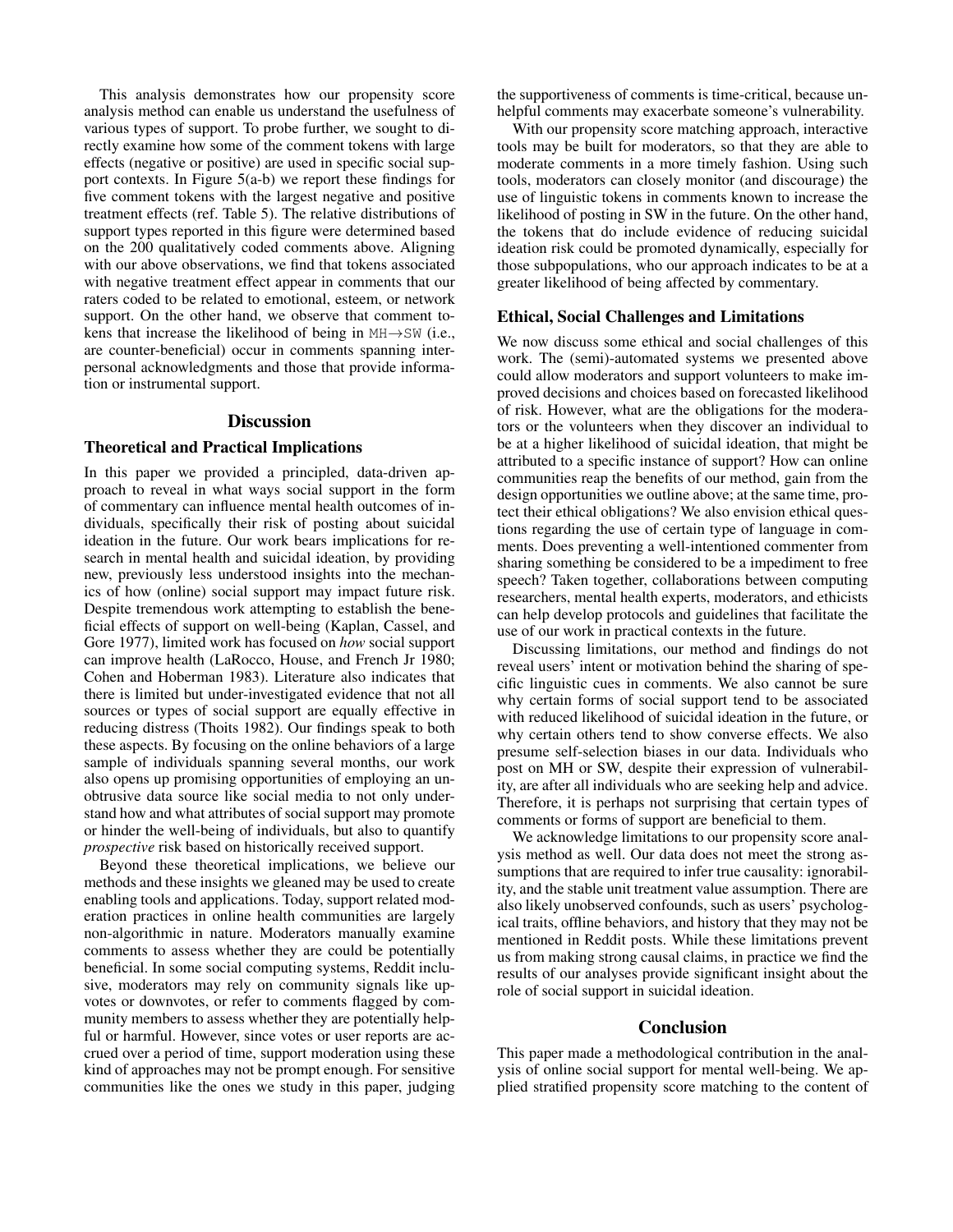This analysis demonstrates how our propensity score analysis method can enable us understand the usefulness of various types of support. To probe further, we sought to directly examine how some of the comment tokens with large effects (negative or positive) are used in specific social support contexts. In Figure 5(a-b) we report these findings for five comment tokens with the largest negative and positive treatment effects (ref. Table 5). The relative distributions of support types reported in this figure were determined based on the 200 qualitatively coded comments above. Aligning with our above observations, we find that tokens associated with negative treatment effect appear in comments that our raters coded to be related to emotional, esteem, or network support. On the other hand, we observe that comment tokens that increase the likelihood of being in MH→SW (i.e., are counter-beneficial) occur in comments spanning interpersonal acknowledgments and those that provide information or instrumental support.

## Discussion

### Theoretical and Practical Implications

In this paper we provided a principled, data-driven approach to reveal in what ways social support in the form of commentary can influence mental health outcomes of individuals, specifically their risk of posting about suicidal ideation in the future. Our work bears implications for research in mental health and suicidal ideation, by providing new, previously less understood insights into the mechanics of how (online) social support may impact future risk. Despite tremendous work attempting to establish the beneficial effects of support on well-being (Kaplan, Cassel, and Gore 1977), limited work has focused on *how* social support can improve health (LaRocco, House, and French Jr 1980; Cohen and Hoberman 1983). Literature also indicates that there is limited but under-investigated evidence that not all sources or types of social support are equally effective in reducing distress (Thoits 1982). Our findings speak to both these aspects. By focusing on the online behaviors of a large sample of individuals spanning several months, our work also opens up promising opportunities of employing an unobtrusive data source like social media to not only understand how and what attributes of social support may promote or hinder the well-being of individuals, but also to quantify *prospective* risk based on historically received support.

Beyond these theoretical implications, we believe our methods and these insights we gleaned may be used to create enabling tools and applications. Today, support related moderation practices in online health communities are largely non-algorithmic in nature. Moderators manually examine comments to assess whether they are could be potentially beneficial. In some social computing systems, Reddit inclusive, moderators may rely on community signals like upvotes or downvotes, or refer to comments flagged by community members to assess whether they are potentially helpful or harmful. However, since votes or user reports are accrued over a period of time, support moderation using these kind of approaches may not be prompt enough. For sensitive communities like the ones we study in this paper, judging the supportiveness of comments is time-critical, because unhelpful comments may exacerbate someone's vulnerability.

With our propensity score matching approach, interactive tools may be built for moderators, so that they are able to moderate comments in a more timely fashion. Using such tools, moderators can closely monitor (and discourage) the use of linguistic tokens in comments known to increase the likelihood of posting in SW in the future. On the other hand, the tokens that do include evidence of reducing suicidal ideation risk could be promoted dynamically, especially for those subpopulations, who our approach indicates to be at a greater likelihood of being affected by commentary.

### Ethical, Social Challenges and Limitations

We now discuss some ethical and social challenges of this work. The (semi)-automated systems we presented above could allow moderators and support volunteers to make improved decisions and choices based on forecasted likelihood of risk. However, what are the obligations for the moderators or the volunteers when they discover an individual to be at a higher likelihood of suicidal ideation, that might be attributed to a specific instance of support? How can online communities reap the benefits of our method, gain from the design opportunities we outline above; at the same time, protect their ethical obligations? We also envision ethical questions regarding the use of certain type of language in comments. Does preventing a well-intentioned commenter from sharing something be considered to be a impediment to free speech? Taken together, collaborations between computing researchers, mental health experts, moderators, and ethicists can help develop protocols and guidelines that facilitate the use of our work in practical contexts in the future.

Discussing limitations, our method and findings do not reveal users' intent or motivation behind the sharing of specific linguistic cues in comments. We also cannot be sure why certain forms of social support tend to be associated with reduced likelihood of suicidal ideation in the future, or why certain others tend to show converse effects. We also presume self-selection biases in our data. Individuals who post on MH or SW, despite their expression of vulnerability, are after all individuals who are seeking help and advice. Therefore, it is perhaps not surprising that certain types of comments or forms of support are beneficial to them.

We acknowledge limitations to our propensity score analysis method as well. Our data does not meet the strong assumptions that are required to infer true causality: ignorability, and the stable unit treatment value assumption. There are also likely unobserved confounds, such as users' psychological traits, offline behaviors, and history that they may not be mentioned in Reddit posts. While these limitations prevent us from making strong causal claims, in practice we find the results of our analyses provide significant insight about the role of social support in suicidal ideation.

## Conclusion

This paper made a methodological contribution in the analysis of online social support for mental well-being. We applied stratified propensity score matching to the content of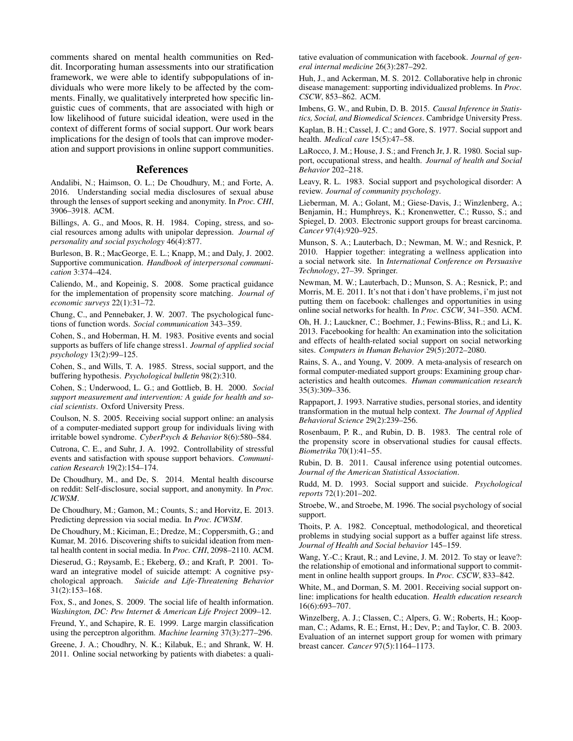comments shared on mental health communities on Reddit. Incorporating human assessments into our stratification framework, we were able to identify subpopulations of individuals who were more likely to be affected by the comments. Finally, we qualitatively interpreted how specific linguistic cues of comments, that are associated with high or low likelihood of future suicidal ideation, were used in the context of different forms of social support. Our work bears implications for the design of tools that can improve moderation and support provisions in online support communities.

## References

Andalibi, N.; Haimson, O. L.; De Choudhury, M.; and Forte, A. 2016. Understanding social media disclosures of sexual abuse through the lenses of support seeking and anonymity. In *Proc. CHI*, 3906–3918. ACM.

Billings, A. G., and Moos, R. H. 1984. Coping, stress, and social resources among adults with unipolar depression. *Journal of personality and social psychology* 46(4):877.

Burleson, B. R.; MacGeorge, E. L.; Knapp, M.; and Daly, J. 2002. Supportive communication. *Handbook of interpersonal communication* 3:374–424.

Caliendo, M., and Kopeinig, S. 2008. Some practical guidance for the implementation of propensity score matching. *Journal of economic surveys* 22(1):31–72.

Chung, C., and Pennebaker, J. W. 2007. The psychological functions of function words. *Social communication* 343–359.

Cohen, S., and Hoberman, H. M. 1983. Positive events and social supports as buffers of life change stress1. *Journal of applied social psychology* 13(2):99–125.

Cohen, S., and Wills, T. A. 1985. Stress, social support, and the buffering hypothesis. *Psychological bulletin* 98(2):310.

Cohen, S.; Underwood, L. G.; and Gottlieb, B. H. 2000. *Social support measurement and intervention: A guide for health and social scientists*. Oxford University Press.

Coulson, N. S. 2005. Receiving social support online: an analysis of a computer-mediated support group for individuals living with irritable bowel syndrome. *CyberPsych & Behavior* 8(6):580–584.

Cutrona, C. E., and Suhr, J. A. 1992. Controllability of stressful events and satisfaction with spouse support behaviors. *Communication Research* 19(2):154–174.

De Choudhury, M., and De, S. 2014. Mental health discourse on reddit: Self-disclosure, social support, and anonymity. In *Proc. ICWSM*.

De Choudhury, M.; Gamon, M.; Counts, S.; and Horvitz, E. 2013. Predicting depression via social media. In *Proc. ICWSM*.

De Choudhury, M.; Kiciman, E.; Dredze, M.; Coppersmith, G.; and Kumar, M. 2016. Discovering shifts to suicidal ideation from mental health content in social media. In *Proc. CHI*, 2098–2110. ACM.

Dieserud, G.; Røysamb, E.; Ekeberg, Ø.; and Kraft, P. 2001. Toward an integrative model of suicide attempt: A cognitive psychological approach. *Suicide and Life-Threatening Behavior* 31(2):153–168.

Fox, S., and Jones, S. 2009. The social life of health information. *Washington, DC: Pew Internet & American Life Project* 2009–12.

Freund, Y., and Schapire, R. E. 1999. Large margin classification using the perceptron algorithm. *Machine learning* 37(3):277–296.

Greene, J. A.; Choudhry, N. K.; Kilabuk, E.; and Shrank, W. H. 2011. Online social networking by patients with diabetes: a qualitative evaluation of communication with facebook. *Journal of general internal medicine* 26(3):287–292.

Huh, J., and Ackerman, M. S. 2012. Collaborative help in chronic disease management: supporting individualized problems. In *Proc. CSCW*, 853–862. ACM.

Imbens, G. W., and Rubin, D. B. 2015. *Causal Inference in Statistics, Social, and Biomedical Sciences*. Cambridge University Press.

Kaplan, B. H.; Cassel, J. C.; and Gore, S. 1977. Social support and health. *Medical care* 15(5):47–58.

LaRocco, J. M.; House, J. S.; and French Jr, J. R. 1980. Social support, occupational stress, and health. *Journal of health and Social Behavior* 202–218.

Leavy, R. L. 1983. Social support and psychological disorder: A review. *Journal of community psychology*.

Lieberman, M. A.; Golant, M.; Giese-Davis, J.; Winzlenberg, A.; Benjamin, H.; Humphreys, K.; Kronenwetter, C.; Russo, S.; and Spiegel, D. 2003. Electronic support groups for breast carcinoma. *Cancer* 97(4):920–925.

Munson, S. A.; Lauterbach, D.; Newman, M. W.; and Resnick, P. 2010. Happier together: integrating a wellness application into a social network site. In *International Conference on Persuasive Technology*, 27–39. Springer.

Newman, M. W.; Lauterbach, D.; Munson, S. A.; Resnick, P.; and Morris, M. E. 2011. It's not that i don't have problems, i'm just not putting them on facebook: challenges and opportunities in using online social networks for health. In *Proc. CSCW*, 341–350. ACM.

Oh, H. J.; Lauckner, C.; Boehmer, J.; Fewins-Bliss, R.; and Li, K. 2013. Facebooking for health: An examination into the solicitation and effects of health-related social support on social networking sites. *Computers in Human Behavior* 29(5):2072–2080.

Rains, S. A., and Young, V. 2009. A meta-analysis of research on formal computer-mediated support groups: Examining group characteristics and health outcomes. *Human communication research* 35(3):309–336.

Rappaport, J. 1993. Narrative studies, personal stories, and identity transformation in the mutual help context. *The Journal of Applied Behavioral Science* 29(2):239–256.

Rosenbaum, P. R., and Rubin, D. B. 1983. The central role of the propensity score in observational studies for causal effects. *Biometrika* 70(1):41–55.

Rubin, D. B. 2011. Causal inference using potential outcomes. *Journal of the American Statistical Association*.

Rudd, M. D. 1993. Social support and suicide. *Psychological reports* 72(1):201–202.

Stroebe, W., and Stroebe, M. 1996. The social psychology of social support.

Thoits, P. A. 1982. Conceptual, methodological, and theoretical problems in studying social support as a buffer against life stress. *Journal of Health and Social behavior* 145–159.

Wang, Y.-C.; Kraut, R.; and Levine, J. M. 2012. To stay or leave?: the relationship of emotional and informational support to commitment in online health support groups. In *Proc. CSCW*, 833–842.

White, M., and Dorman, S. M. 2001. Receiving social support online: implications for health education. *Health education research* 16(6):693–707.

Winzelberg, A. J.; Classen, C.; Alpers, G. W.; Roberts, H.; Koopman, C.; Adams, R. E.; Ernst, H.; Dev, P.; and Taylor, C. B. 2003. Evaluation of an internet support group for women with primary breast cancer. *Cancer* 97(5):1164–1173.